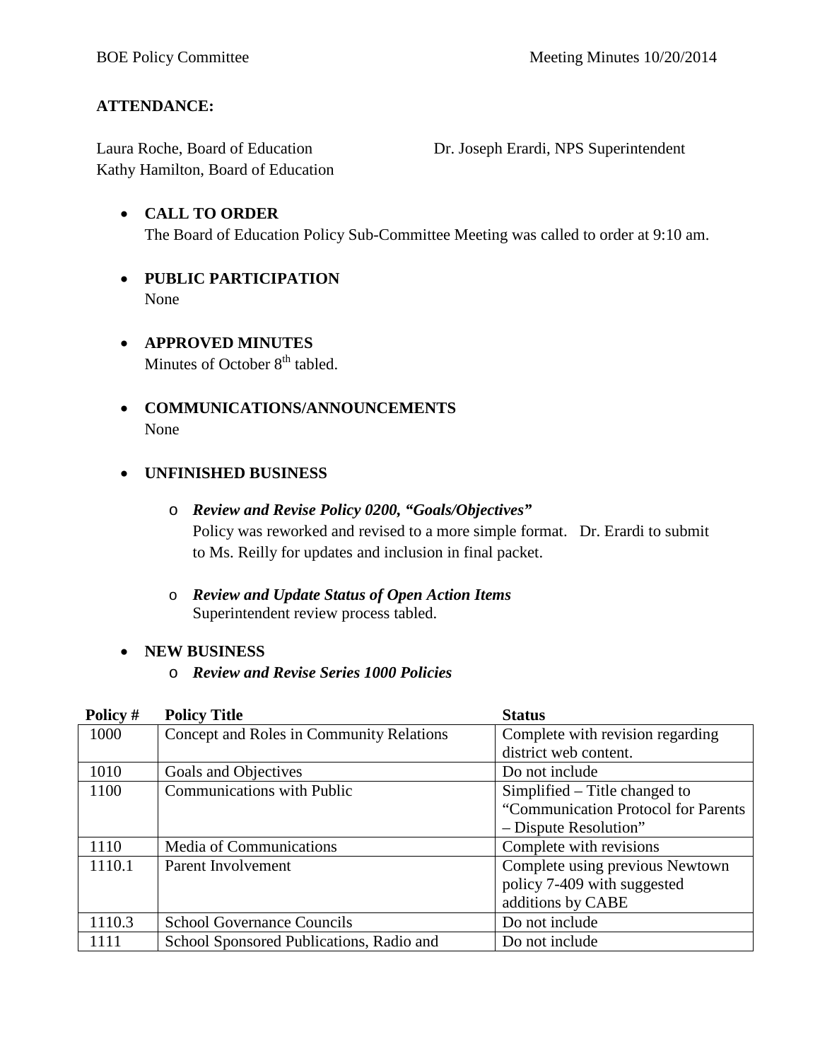BOE Policy Committee Meeting Minutes 10/20/2014

**ATTENDANCE:**

Laura Roche, Board of Education
Kathy Hamilton, Board of Education
Dr. Joseph Erardi, NPS Superintendent

- **CALL TO ORDER**
  The Board of Education Policy Sub-Committee Meeting was called to order at 9:10 am.

- **PUBLIC PARTICIPATION**
  None

- **APPROVED MINUTES**
  Minutes of October 8th tabled.

- **COMMUNICATIONS/ANNOUNCEMENTS**
  None

- **UNFINISHED BUSINESS**
  - ***Review and Revise Policy 0200, "Goals/Objectives"***
    Policy was reworked and revised to a more simple format. Dr. Erardi to submit to Ms. Reilly for updates and inclusion in final packet.
  - ***Review and Update Status of Open Action Items***
    Superintendent review process tabled.

- **NEW BUSINESS**
  - ***Review and Revise Series 1000 Policies***

| Policy # | Policy Title | Status |
|---|---|---|
| 1000 | Concept and Roles in Community Relations | Complete with revision regarding district web content. |
| 1010 | Goals and Objectives | Do not include |
| 1100 | Communications with Public | Simplified – Title changed to "Communication Protocol for Parents – Dispute Resolution" |
| 1110 | Media of Communications | Complete with revisions |
| 1110.1 | Parent Involvement | Complete using previous Newtown policy 7-409 with suggested additions by CABE |
| 1110.3 | School Governance Councils | Do not include |
| 1111 | School Sponsored Publications, Radio and | Do not include |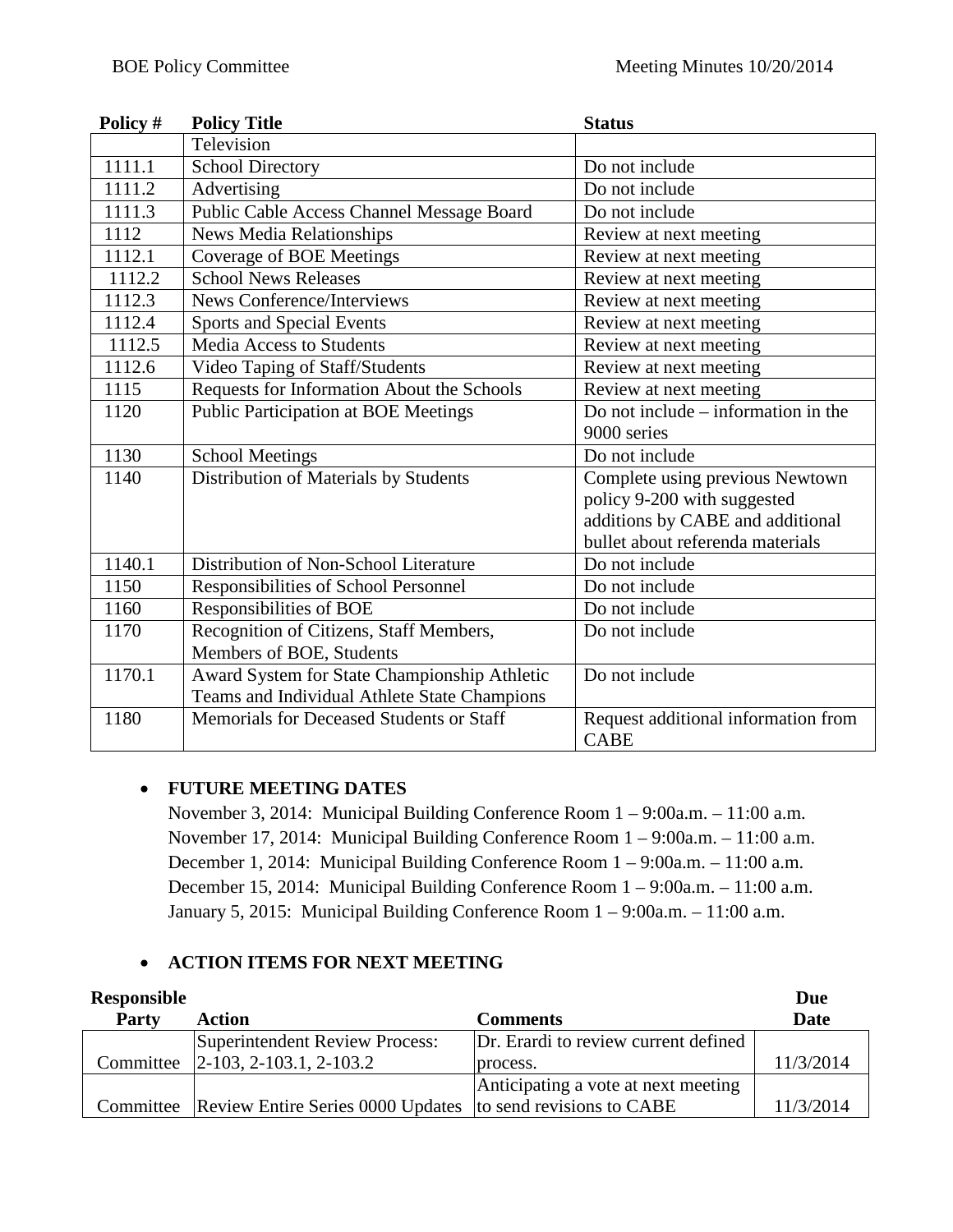| Policy # | Policy Title | Status |
|---|---|---|
| | Television | |
| 1111.1 | School Directory | Do not include |
| 1111.2 | Advertising | Do not include |
| 1111.3 | Public Cable Access Channel Message Board | Do not include |
| 1112 | News Media Relationships | Review at next meeting |
| 1112.1 | Coverage of BOE Meetings | Review at next meeting |
| 1112.2 | School News Releases | Review at next meeting |
| 1112.3 | News Conference/Interviews | Review at next meeting |
| 1112.4 | Sports and Special Events | Review at next meeting |
| 1112.5 | Media Access to Students | Review at next meeting |
| 1112.6 | Video Taping of Staff/Students | Review at next meeting |
| 1115 | Requests for Information About the Schools | Review at next meeting |
| 1120 | Public Participation at BOE Meetings | Do not include – information in the 9000 series |
| 1130 | School Meetings | Do not include |
| 1140 | Distribution of Materials by Students | Complete using previous Newtown policy 9-200 with suggested additions by CABE and additional bullet about referenda materials |
| 1140.1 | Distribution of Non-School Literature | Do not include |
| 1150 | Responsibilities of School Personnel | Do not include |
| 1160 | Responsibilities of BOE | Do not include |
| 1170 | Recognition of Citizens, Staff Members, Members of BOE, Students | Do not include |
| 1170.1 | Award System for State Championship Athletic Teams and Individual Athlete State Champions | Do not include |
| 1180 | Memorials for Deceased Students or Staff | Request additional information from CABE |

- **FUTURE MEETING DATES**

  November 3, 2014: Municipal Building Conference Room 1 – 9:00a.m. – 11:00 a.m.
  November 17, 2014: Municipal Building Conference Room 1 – 9:00a.m. – 11:00 a.m.
  December 1, 2014: Municipal Building Conference Room 1 – 9:00a.m. – 11:00 a.m.
  December 15, 2014: Municipal Building Conference Room 1 – 9:00a.m. – 11:00 a.m.
  January 5, 2015: Municipal Building Conference Room 1 – 9:00a.m. – 11:00 a.m.

- **ACTION ITEMS FOR NEXT MEETING**

| Responsible Party | Action | Comments | Due Date |
|---|---|---|---|
| Committee | Superintendent Review Process: 2-103, 2-103.1, 2-103.2 | Dr. Erardi to review current defined process. | 11/3/2014 |
| Committee | Review Entire Series 0000 Updates | Anticipating a vote at next meeting to send revisions to CABE | 11/3/2014 |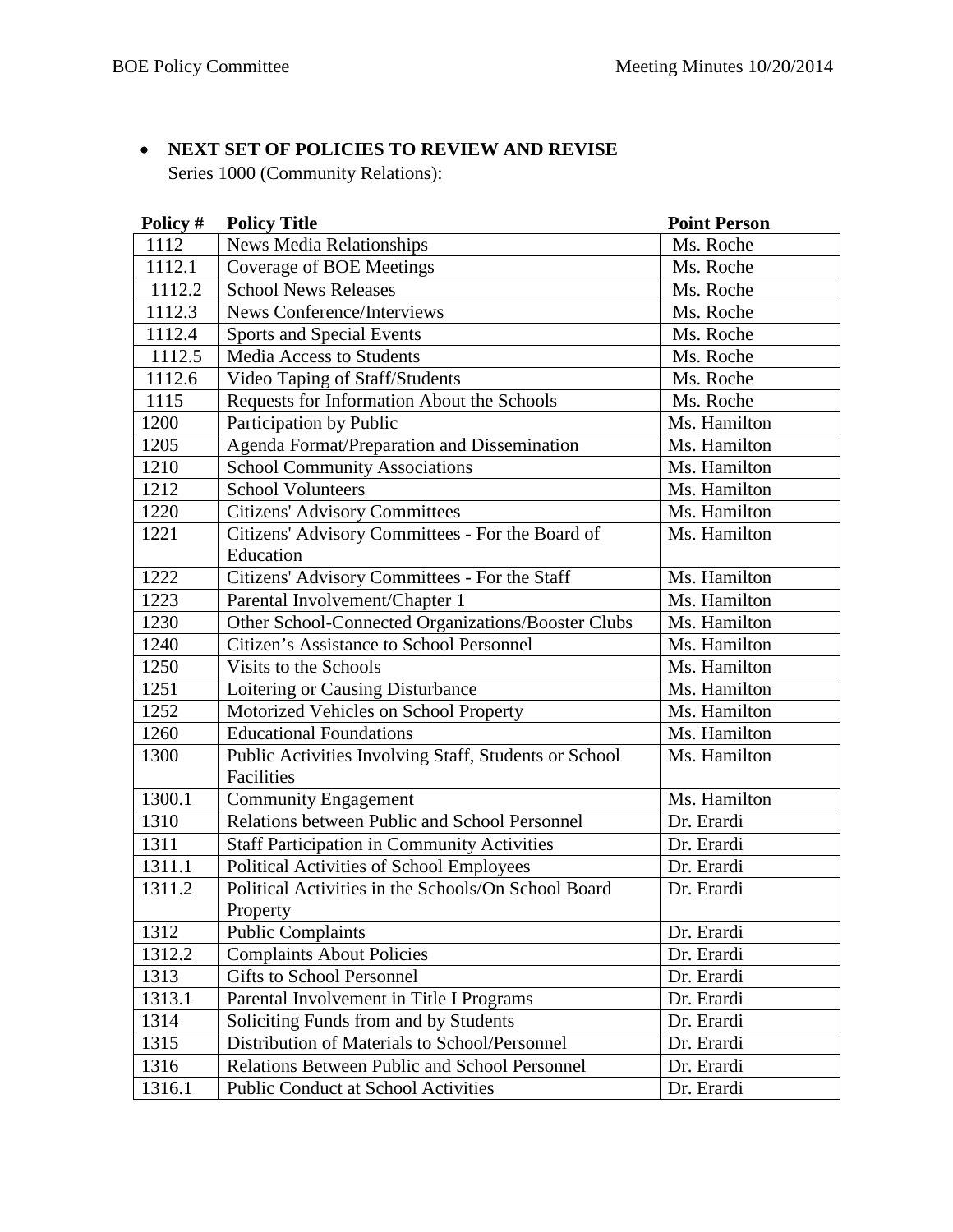- **NEXT SET OF POLICIES TO REVIEW AND REVISE**
  Series 1000 (Community Relations):

| Policy # | Policy Title | Point Person |
|---|---|---|
| 1112 | News Media Relationships | Ms. Roche |
| 1112.1 | Coverage of BOE Meetings | Ms. Roche |
| 1112.2 | School News Releases | Ms. Roche |
| 1112.3 | News Conference/Interviews | Ms. Roche |
| 1112.4 | Sports and Special Events | Ms. Roche |
| 1112.5 | Media Access to Students | Ms. Roche |
| 1112.6 | Video Taping of Staff/Students | Ms. Roche |
| 1115 | Requests for Information About the Schools | Ms. Roche |
| 1200 | Participation by Public | Ms. Hamilton |
| 1205 | Agenda Format/Preparation and Dissemination | Ms. Hamilton |
| 1210 | School Community Associations | Ms. Hamilton |
| 1212 | School Volunteers | Ms. Hamilton |
| 1220 | Citizens' Advisory Committees | Ms. Hamilton |
| 1221 | Citizens' Advisory Committees - For the Board of Education | Ms. Hamilton |
| 1222 | Citizens' Advisory Committees - For the Staff | Ms. Hamilton |
| 1223 | Parental Involvement/Chapter 1 | Ms. Hamilton |
| 1230 | Other School-Connected Organizations/Booster Clubs | Ms. Hamilton |
| 1240 | Citizen's Assistance to School Personnel | Ms. Hamilton |
| 1250 | Visits to the Schools | Ms. Hamilton |
| 1251 | Loitering or Causing Disturbance | Ms. Hamilton |
| 1252 | Motorized Vehicles on School Property | Ms. Hamilton |
| 1260 | Educational Foundations | Ms. Hamilton |
| 1300 | Public Activities Involving Staff, Students or School Facilities | Ms. Hamilton |
| 1300.1 | Community Engagement | Ms. Hamilton |
| 1310 | Relations between Public and School Personnel | Dr. Erardi |
| 1311 | Staff Participation in Community Activities | Dr. Erardi |
| 1311.1 | Political Activities of School Employees | Dr. Erardi |
| 1311.2 | Political Activities in the Schools/On School Board Property | Dr. Erardi |
| 1312 | Public Complaints | Dr. Erardi |
| 1312.2 | Complaints About Policies | Dr. Erardi |
| 1313 | Gifts to School Personnel | Dr. Erardi |
| 1313.1 | Parental Involvement in Title I Programs | Dr. Erardi |
| 1314 | Soliciting Funds from and by Students | Dr. Erardi |
| 1315 | Distribution of Materials to School/Personnel | Dr. Erardi |
| 1316 | Relations Between Public and School Personnel | Dr. Erardi |
| 1316.1 | Public Conduct at School Activities | Dr. Erardi |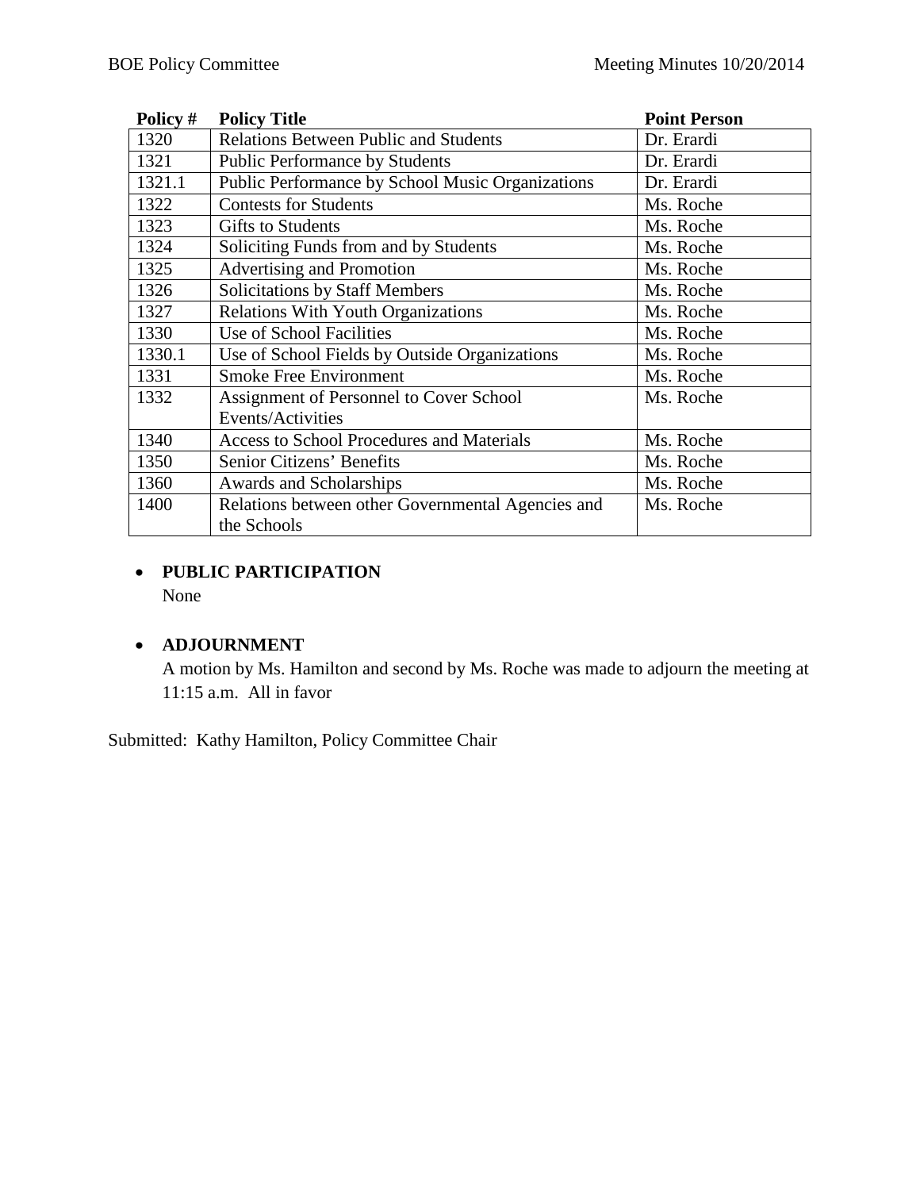| Policy # | Policy Title | Point Person |
|---|---|---|
| 1320 | Relations Between Public and Students | Dr. Erardi |
| 1321 | Public Performance by Students | Dr. Erardi |
| 1321.1 | Public Performance by School Music Organizations | Dr. Erardi |
| 1322 | Contests for Students | Ms. Roche |
| 1323 | Gifts to Students | Ms. Roche |
| 1324 | Soliciting Funds from and by Students | Ms. Roche |
| 1325 | Advertising and Promotion | Ms. Roche |
| 1326 | Solicitations by Staff Members | Ms. Roche |
| 1327 | Relations With Youth Organizations | Ms. Roche |
| 1330 | Use of School Facilities | Ms. Roche |
| 1330.1 | Use of School Fields by Outside Organizations | Ms. Roche |
| 1331 | Smoke Free Environment | Ms. Roche |
| 1332 | Assignment of Personnel to Cover School Events/Activities | Ms. Roche |
| 1340 | Access to School Procedures and Materials | Ms. Roche |
| 1350 | Senior Citizens' Benefits | Ms. Roche |
| 1360 | Awards and Scholarships | Ms. Roche |
| 1400 | Relations between other Governmental Agencies and the Schools | Ms. Roche |

- **PUBLIC PARTICIPATION**

  None

- **ADJOURNMENT**

  A motion by Ms. Hamilton and second by Ms. Roche was made to adjourn the meeting at 11:15 a.m. All in favor

Submitted: Kathy Hamilton, Policy Committee Chair